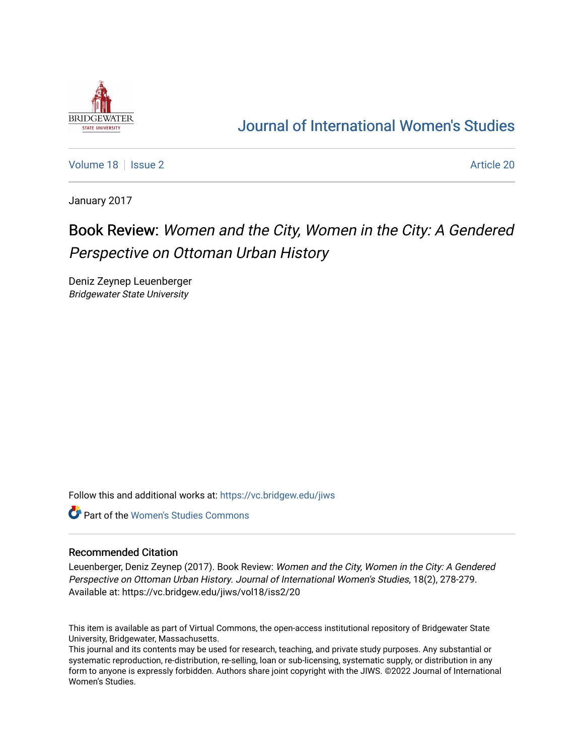Journal of International Women's Studies

Volume 18 | Issue 2 | Article 20

January 2017

# Book Review: *Women and the City, Women in the City: A Gendered Perspective on Ottoman Urban History*

Deniz Zeynep Leuenberger
*Bridgewater State University*

Follow this and additional works at: https://vc.bridgew.edu/jiws

Part of the Women's Studies Commons

## Recommended Citation

Leuenberger, Deniz Zeynep (2017). Book Review: *Women and the City, Women in the City: A Gendered Perspective on Ottoman Urban History. Journal of International Women's Studies*, 18(2), 278-279.
Available at: https://vc.bridgew.edu/jiws/vol18/iss2/20

This item is available as part of Virtual Commons, the open-access institutional repository of Bridgewater State University, Bridgewater, Massachusetts.
This journal and its contents may be used for research, teaching, and private study purposes. Any substantial or systematic reproduction, re-distribution, re-selling, loan or sub-licensing, systematic supply, or distribution in any form to anyone is expressly forbidden. Authors share joint copyright with the JIWS. ©2022 Journal of International Women's Studies.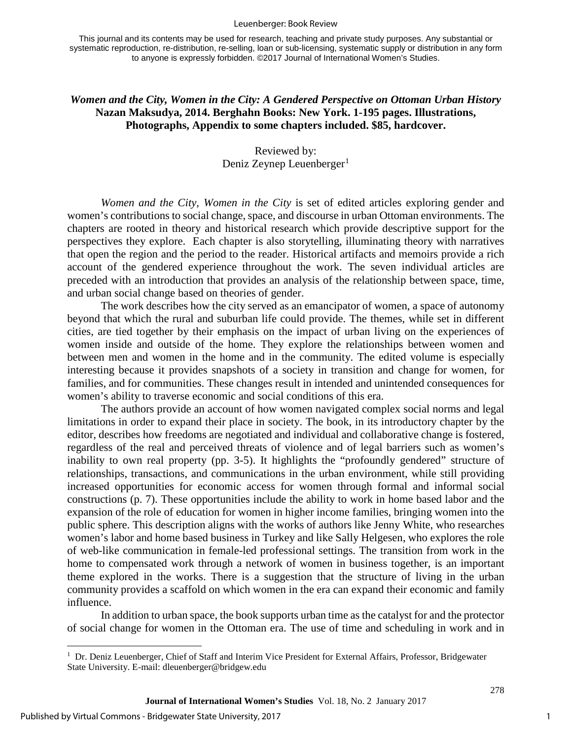This journal and its contents may be used for research, teaching and private study purposes. Any substantial or systematic reproduction, re-distribution, re-selling, loan or sub-licensing, systematic supply or distribution in any form to anyone is expressly forbidden. ©2017 Journal of International Women's Studies.

***Women and the City, Women in the City: A Gendered Perspective on Ottoman Urban History***
**Nazan Maksudya, 2014. Berghahn Books: New York. 1-195 pages. Illustrations, Photographs, Appendix to some chapters included. $85, hardcover.**

Reviewed by:
Deniz Zeynep Leuenberger[1]

*Women and the City, Women in the City* is set of edited articles exploring gender and women's contributions to social change, space, and discourse in urban Ottoman environments. The chapters are rooted in theory and historical research which provide descriptive support for the perspectives they explore. Each chapter is also storytelling, illuminating theory with narratives that open the region and the period to the reader. Historical artifacts and memoirs provide a rich account of the gendered experience throughout the work. The seven individual articles are preceded with an introduction that provides an analysis of the relationship between space, time, and urban social change based on theories of gender.

The work describes how the city served as an emancipator of women, a space of autonomy beyond that which the rural and suburban life could provide. The themes, while set in different cities, are tied together by their emphasis on the impact of urban living on the experiences of women inside and outside of the home. They explore the relationships between women and between men and women in the home and in the community. The edited volume is especially interesting because it provides snapshots of a society in transition and change for women, for families, and for communities. These changes result in intended and unintended consequences for women's ability to traverse economic and social conditions of this era.

The authors provide an account of how women navigated complex social norms and legal limitations in order to expand their place in society. The book, in its introductory chapter by the editor, describes how freedoms are negotiated and individual and collaborative change is fostered, regardless of the real and perceived threats of violence and of legal barriers such as women's inability to own real property (pp. 3-5). It highlights the "profoundly gendered" structure of relationships, transactions, and communications in the urban environment, while still providing increased opportunities for economic access for women through formal and informal social constructions (p. 7). These opportunities include the ability to work in home based labor and the expansion of the role of education for women in higher income families, bringing women into the public sphere. This description aligns with the works of authors like Jenny White, who researches women's labor and home based business in Turkey and like Sally Helgesen, who explores the role of web-like communication in female-led professional settings. The transition from work in the home to compensated work through a network of women in business together, is an important theme explored in the works. There is a suggestion that the structure of living in the urban community provides a scaffold on which women in the era can expand their economic and family influence.

In addition to urban space, the book supports urban time as the catalyst for and the protector of social change for women in the Ottoman era. The use of time and scheduling in work and in

[1] Dr. Deniz Leuenberger, Chief of Staff and Interim Vice President for External Affairs, Professor, Bridgewater State University. E-mail: dleuenberger@bridgew.edu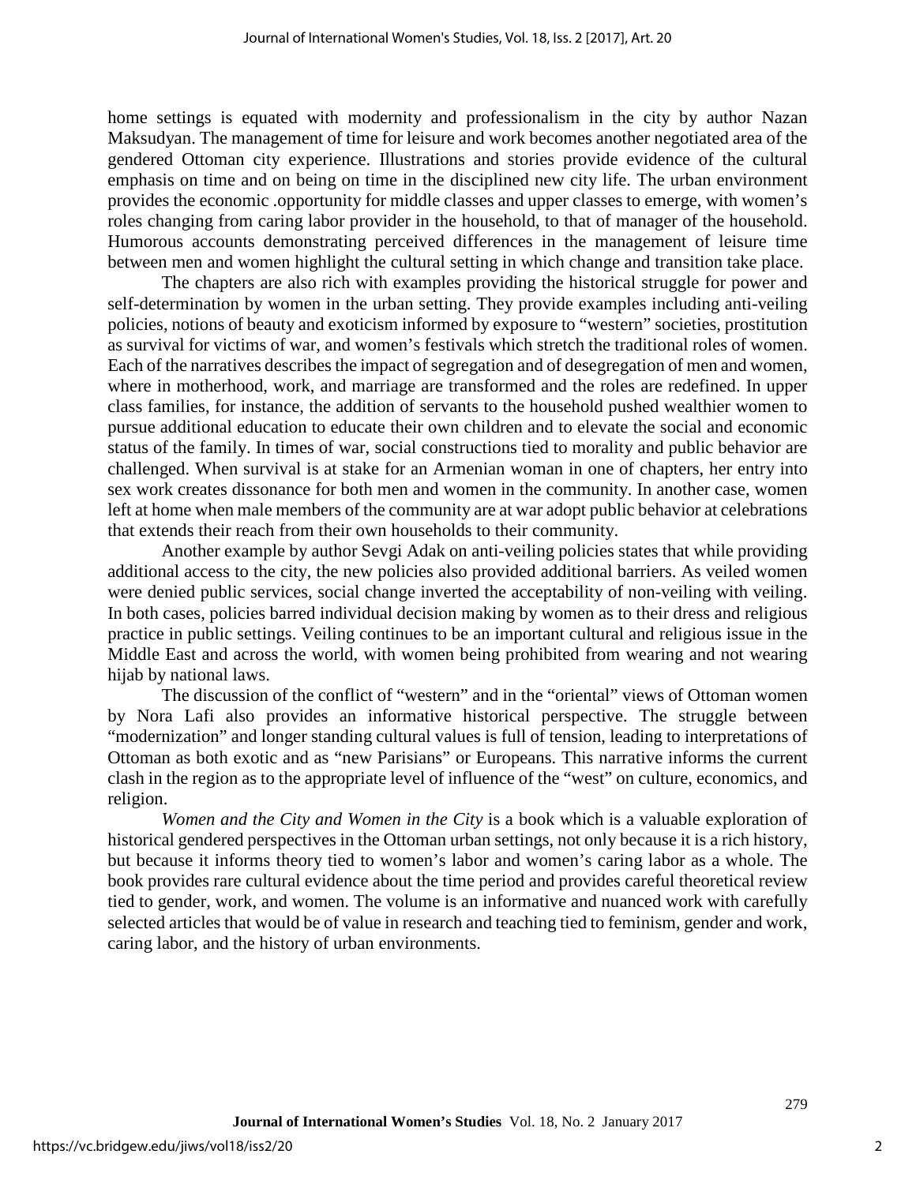home settings is equated with modernity and professionalism in the city by author Nazan Maksudyan. The management of time for leisure and work becomes another negotiated area of the gendered Ottoman city experience. Illustrations and stories provide evidence of the cultural emphasis on time and on being on time in the disciplined new city life. The urban environment provides the economic .opportunity for middle classes and upper classes to emerge, with women's roles changing from caring labor provider in the household, to that of manager of the household. Humorous accounts demonstrating perceived differences in the management of leisure time between men and women highlight the cultural setting in which change and transition take place.

The chapters are also rich with examples providing the historical struggle for power and self-determination by women in the urban setting. They provide examples including anti-veiling policies, notions of beauty and exoticism informed by exposure to "western" societies, prostitution as survival for victims of war, and women's festivals which stretch the traditional roles of women. Each of the narratives describes the impact of segregation and of desegregation of men and women, where in motherhood, work, and marriage are transformed and the roles are redefined. In upper class families, for instance, the addition of servants to the household pushed wealthier women to pursue additional education to educate their own children and to elevate the social and economic status of the family. In times of war, social constructions tied to morality and public behavior are challenged. When survival is at stake for an Armenian woman in one of chapters, her entry into sex work creates dissonance for both men and women in the community. In another case, women left at home when male members of the community are at war adopt public behavior at celebrations that extends their reach from their own households to their community.

Another example by author Sevgi Adak on anti-veiling policies states that while providing additional access to the city, the new policies also provided additional barriers. As veiled women were denied public services, social change inverted the acceptability of non-veiling with veiling. In both cases, policies barred individual decision making by women as to their dress and religious practice in public settings. Veiling continues to be an important cultural and religious issue in the Middle East and across the world, with women being prohibited from wearing and not wearing hijab by national laws.

The discussion of the conflict of "western" and in the "oriental" views of Ottoman women by Nora Lafi also provides an informative historical perspective. The struggle between "modernization" and longer standing cultural values is full of tension, leading to interpretations of Ottoman as both exotic and as "new Parisians" or Europeans. This narrative informs the current clash in the region as to the appropriate level of influence of the "west" on culture, economics, and religion.

*Women and the City and Women in the City* is a book which is a valuable exploration of historical gendered perspectives in the Ottoman urban settings, not only because it is a rich history, but because it informs theory tied to women's labor and women's caring labor as a whole. The book provides rare cultural evidence about the time period and provides careful theoretical review tied to gender, work, and women. The volume is an informative and nuanced work with carefully selected articles that would be of value in research and teaching tied to feminism, gender and work, caring labor, and the history of urban environments.